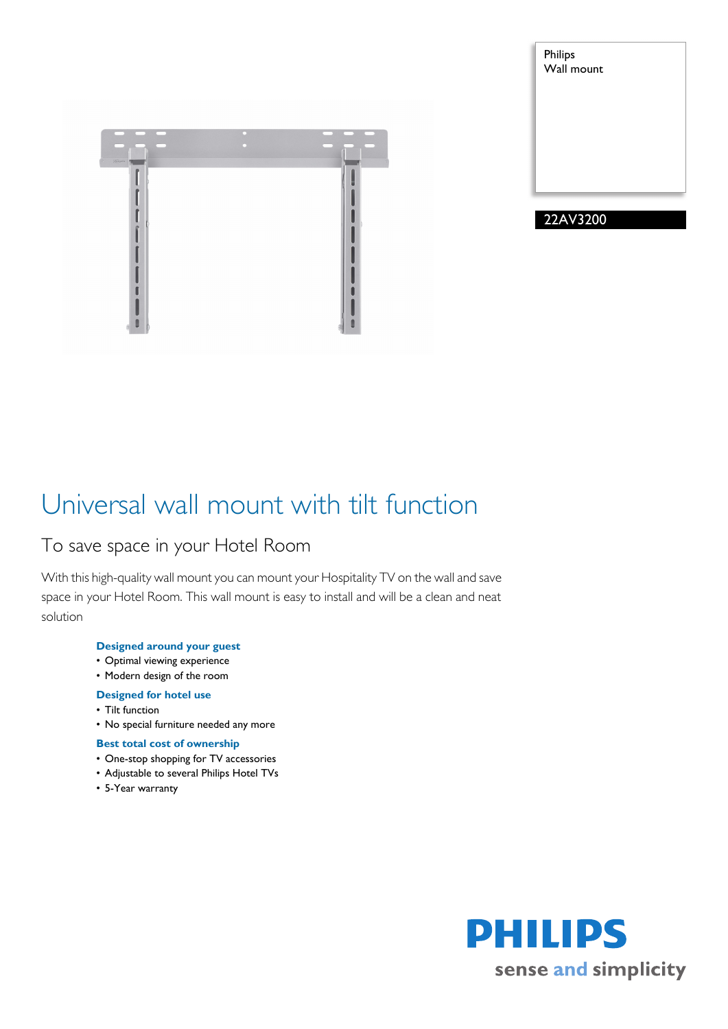Philips
Wall mount

22AV3200

# Universal wall mount with tilt function

## To save space in your Hotel Room

With this high-quality wall mount you can mount your Hospitality TV on the wall and save space in your Hotel Room. This wall mount is easy to install and will be a clean and neat solution

**Designed around your guest**

- Optimal viewing experience
- Modern design of the room

**Designed for hotel use**

- Tilt function
- No special furniture needed any more

**Best total cost of ownership**

- One-stop shopping for TV accessories
- Adjustable to several Philips Hotel TVs
- 5-Year warranty

PHILIPS
sense and simplicity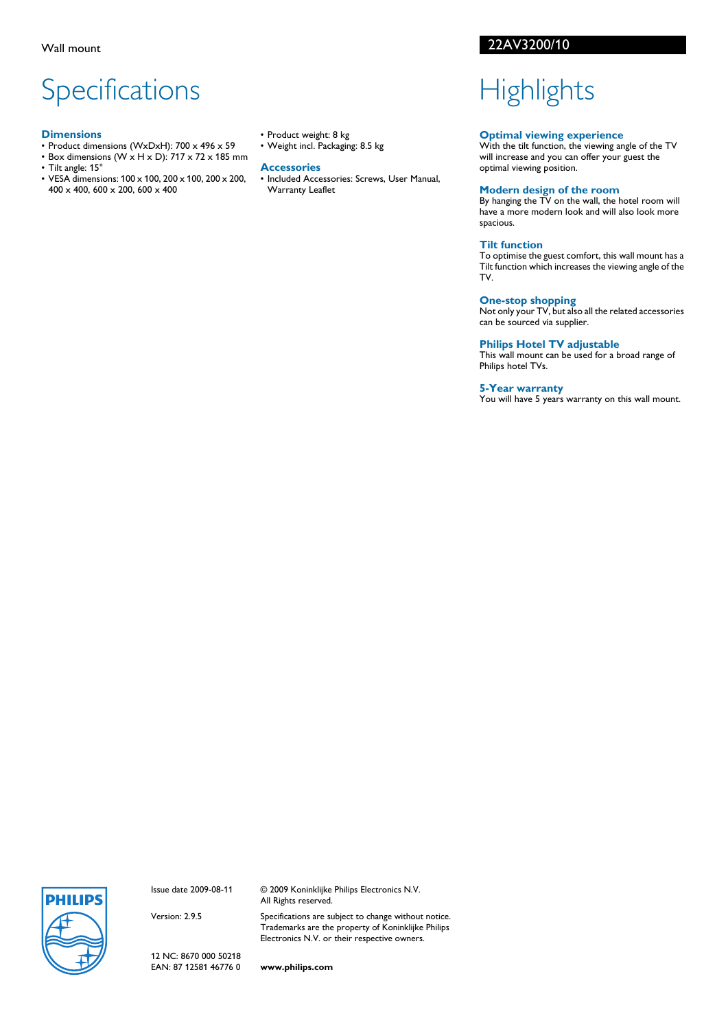Wall mount

# Specifications

### Dimensions

- Product dimensions (WxDxH): 700 x 496 x 59
- Box dimensions (W x H x D): 717 x 72 x 185 mm
- Tilt angle: 15°
- VESA dimensions: 100 x 100, 200 x 100, 200 x 200, 400 x 400, 600 x 200, 600 x 400
- Product weight: 8 kg
- Weight incl. Packaging: 8.5 kg

### Accessories

- Included Accessories: Screws, User Manual, Warranty Leaflet

22AV3200/10

# Highlights

### Optimal viewing experience

With the tilt function, the viewing angle of the TV will increase and you can offer your guest the optimal viewing position.

### Modern design of the room

By hanging the TV on the wall, the hotel room will have a more modern look and will also look more spacious.

### Tilt function

To optimise the guest comfort, this wall mount has a Tilt function which increases the viewing angle of the TV.

### One-stop shopping

Not only your TV, but also all the related accessories can be sourced via supplier.

### Philips Hotel TV adjustable

This wall mount can be used for a broad range of Philips hotel TVs.

### 5-Year warranty

You will have 5 years warranty on this wall mount.

Issue date 2009-08-11

Version: 2.9.5

12 NC: 8670 000 50218
EAN: 87 12581 46776 0

© 2009 Koninklijke Philips Electronics N.V.
All Rights reserved.

Specifications are subject to change without notice. Trademarks are the property of Koninklijke Philips Electronics N.V. or their respective owners.

**www.philips.com**